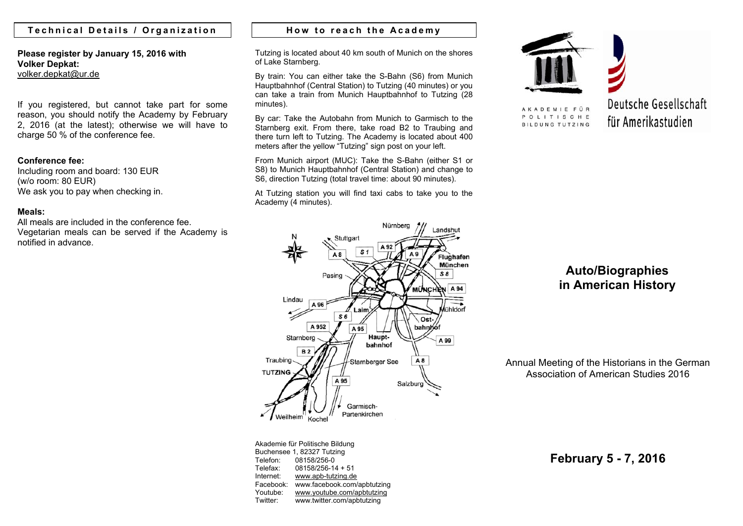## Technical Details / Organization

**Please register by January 15, 2016 with Volker Depkat:**
volker.depkat@ur.de

If you registered, but cannot take part for some reason, you should notify the Academy by February 2, 2016 (at the latest); otherwise we will have to charge 50 % of the conference fee.

**Conference fee:**
Including room and board: 130 EUR
(w/o room: 80 EUR)
We ask you to pay when checking in.

**Meals:**
All meals are included in the conference fee.
Vegetarian meals can be served if the Academy is notified in advance.

## How to reach the Academy

Tutzing is located about 40 km south of Munich on the shores of Lake Starnberg.

By train: You can either take the S-Bahn (S6) from Munich Hauptbahnhof (Central Station) to Tutzing (40 minutes) or you can take a train from Munich Hauptbahnhof to Tutzing (28 minutes).

By car: Take the Autobahn from Munich to Garmisch to the Starnberg exit. From there, take road B2 to Traubing and there turn left to Tutzing. The Academy is located about 400 meters after the yellow "Tutzing" sign post on your left.

From Munich airport (MUC): Take the S-Bahn (either S1 or S8) to Munich Hauptbahnhof (Central Station) and change to S6, direction Tutzing (total travel time: about 90 minutes).

At Tutzing station you will find taxi cabs to take you to the Academy (4 minutes).

Nürnberg, Landshut, Stuttgart, A 92, S 1, A 8, A 9, Flughafen München, S 8, Pasing, MÜNCHEN, A 94, Lindau, A 96, Laim, Mühldorf, S 6, Ost-bahnhof, A 952, A 95, Starnberg, Haupt-bahnhof, A 99, B 2, Traubing, Starnberger See, A 8, TUTZING, A 95, Salzburg, Garmisch-Partenkirchen, Weilheim, Kochel

Akademie für Politische Bildung
Buchensee 1, 82327 Tutzing
Telefon: 08158/256-0
Telefax: 08158/256-14 + 51
Internet: www.apb-tutzing.de
Facebook: www.facebook.com/apbtutzing
Youtube: www.youtube.com/apbtutzing
Twitter: www.twitter.com/apbtutzing

AKADEMIE FÜR POLITISCHE BILDUNG TUTZING

Deutsche Gesellschaft für Amerikastudien

# Auto/Biographies in American History

Annual Meeting of the Historians in the German Association of American Studies 2016

**February 5 - 7, 2016**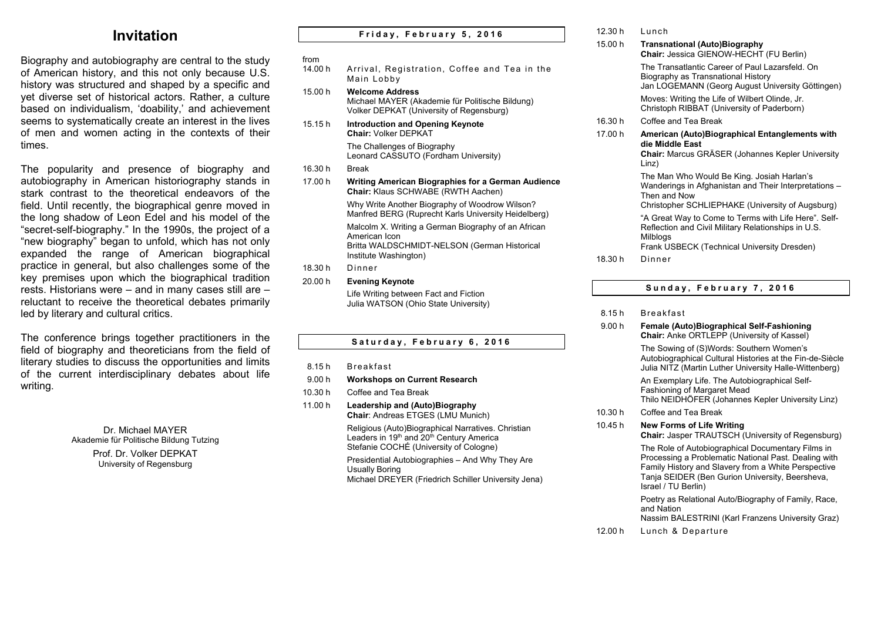# Invitation

Biography and autobiography are central to the study of American history, and this not only because U.S. history was structured and shaped by a specific and yet diverse set of historical actors. Rather, a culture based on individualism, 'doability,' and achievement seems to systematically create an interest in the lives of men and women acting in the contexts of their times.

The popularity and presence of biography and autobiography in American historiography stands in stark contrast to the theoretical endeavors of the field. Until recently, the biographical genre moved in the long shadow of Leon Edel and his model of the "secret-self-biography." In the 1990s, the project of a "new biography" began to unfold, which has not only expanded the range of American biographical practice in general, but also challenges some of the key premises upon which the biographical tradition rests. Historians were – and in many cases still are – reluctant to receive the theoretical debates primarily led by literary and cultural critics.

The conference brings together practitioners in the field of biography and theoreticians from the field of literary studies to discuss the opportunities and limits of the current interdisciplinary debates about life writing.

Dr. Michael MAYER
Akademie für Politische Bildung Tutzing

Prof. Dr. Volker DEPKAT
University of Regensburg

## Friday, February 5, 2016

| | |
|---|---|
| from 14.00 h | Arrival, Registration, Coffee and Tea in the Main Lobby |
| 15.00 h | **Welcome Address**<br>Michael MAYER (Akademie für Politische Bildung)<br>Volker DEPKAT (University of Regensburg) |
| 15.15 h | **Introduction and Opening Keynote**<br>**Chair:** Volker DEPKAT<br>The Challenges of Biography<br>Leonard CASSUTO (Fordham University) |
| 16.30 h | Break |
| 17.00 h | **Writing American Biographies for a German Audience**<br>**Chair:** Klaus SCHWABE (RWTH Aachen)<br>Why Write Another Biography of Woodrow Wilson?<br>Manfred BERG (Ruprecht Karls University Heidelberg)<br>Malcolm X. Writing a German Biography of an African American Icon<br>Britta WALDSCHMIDT-NELSON (German Historical Institute Washington) |
| 18.30 h | Dinner |
| 20.00 h | **Evening Keynote**<br>Life Writing between Fact and Fiction<br>Julia WATSON (Ohio State University) |

## Saturday, February 6, 2016

| | |
|---|---|
| 8.15 h | Breakfast |
| 9.00 h | **Workshops on Current Research** |
| 10.30 h | Coffee and Tea Break |
| 11.00 h | **Leadership and (Auto)Biography**<br>**Chair**: Andreas ETGES (LMU Munich)<br>Religious (Auto)Biographical Narratives. Christian Leaders in 19th and 20th Century America<br>Stefanie COCHÉ (University of Cologne)<br>Presidential Autobiographies – And Why They Are Usually Boring<br>Michael DREYER (Friedrich Schiller University Jena) |
| 12.30 h | Lunch |
| 15.00 h | **Transnational (Auto)Biography**<br>**Chair:** Jessica GIENOW-HECHT (FU Berlin)<br>The Transatlantic Career of Paul Lazarsfeld. On Biography as Transnational History<br>Jan LOGEMANN (Georg August University Göttingen)<br>Moves: Writing the Life of Wilbert Olinde, Jr.<br>Christoph RIBBAT (University of Paderborn) |
| 16.30 h | Coffee and Tea Break |
| 17.00 h | **American (Auto)Biographical Entanglements with die Middle East**<br>**Chair:** Marcus GRÄSER (Johannes Kepler University Linz)<br>The Man Who Would Be King. Josiah Harlan's Wanderings in Afghanistan and Their Interpretations – Then and Now<br>Christopher SCHLIEPHAKE (University of Augsburg)<br>"A Great Way to Come to Terms with Life Here". Self-Reflection and Civil Military Relationships in U.S. Milblogs<br>Frank USBECK (Technical University Dresden) |
| 18.30 h | Dinner |

## Sunday, February 7, 2016

| | |
|---|---|
| 8.15 h | Breakfast |
| 9.00 h | **Female (Auto)Biographical Self-Fashioning**<br>**Chair:** Anke ORTLEPP (University of Kassel)<br>The Sowing of (S)Words: Southern Women's Autobiographical Cultural Histories at the Fin-de-Siècle<br>Julia NITZ (Martin Luther University Halle-Wittenberg)<br>An Exemplary Life. The Autobiographical Self-Fashioning of Margaret Mead<br>Thilo NEIDHÖFER (Johannes Kepler University Linz) |
| 10.30 h | Coffee and Tea Break |
| 10.45 h | **New Forms of Life Writing**<br>**Chair:** Jasper TRAUTSCH (University of Regensburg)<br>The Role of Autobiographical Documentary Films in Processing a Problematic National Past. Dealing with Family History and Slavery from a White Perspective<br>Tanja SEIDER (Ben Gurion University, Beersheva, Israel / TU Berlin)<br>Poetry as Relational Auto/Biography of Family, Race, and Nation<br>Nassim BALESTRINI (Karl Franzens University Graz) |
| 12.00 h | Lunch & Departure |